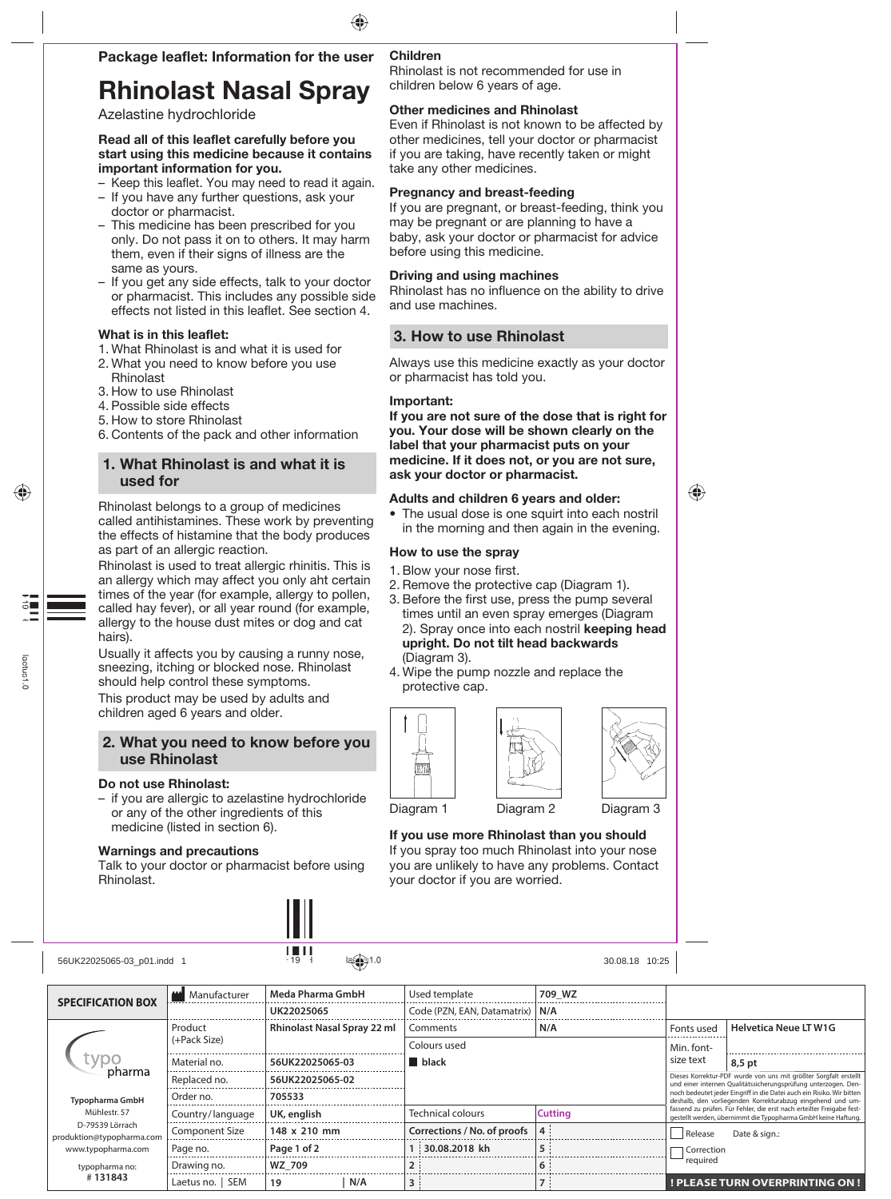**Package leaflet: Information for the user**

# Rhinolast Nasal Spray

Azelastine hydrochloride

**Read all of this leaflet carefully before you start using this medicine because it contains important information for you.**

- Keep this leaflet. You may need to read it again.
- If you have any further questions, ask your doctor or pharmacist.
- This medicine has been prescribed for you only. Do not pass it on to others. It may harm them, even if their signs of illness are the same as yours.
- If you get any side effects, talk to your doctor or pharmacist. This includes any possible side effects not listed in this leaflet. See section 4.

**What is in this leaflet:**

1. What Rhinolast is and what it is used for
2. What you need to know before you use Rhinolast
3. How to use Rhinolast
4. Possible side effects
5. How to store Rhinolast
6. Contents of the pack and other information

## 1. What Rhinolast is and what it is used for

Rhinolast belongs to a group of medicines called antihistamines. These work by preventing the effects of histamine that the body produces as part of an allergic reaction.

Rhinolast is used to treat allergic rhinitis. This is an allergy which may affect you only aht certain times of the year (for example, allergy to pollen, called hay fever), or all year round (for example, allergy to the house dust mites or dog and cat hairs).

Usually it affects you by causing a runny nose, sneezing, itching or blocked nose. Rhinolast should help control these symptoms.

This product may be used by adults and children aged 6 years and older.

## 2. What you need to know before you use Rhinolast

### Do not use Rhinolast:

- if you are allergic to azelastine hydrochloride or any of the other ingredients of this medicine (listed in section 6).

### Warnings and precautions

Talk to your doctor or pharmacist before using Rhinolast.

### Children

Rhinolast is not recommended for use in children below 6 years of age.

### Other medicines and Rhinolast

Even if Rhinolast is not known to be affected by other medicines, tell your doctor or pharmacist if you are taking, have recently taken or might take any other medicines.

### Pregnancy and breast-feeding

If you are pregnant, or breast-feeding, think you may be pregnant or are planning to have a baby, ask your doctor or pharmacist for advice before using this medicine.

### Driving and using machines

Rhinolast has no influence on the ability to drive and use machines.

## 3. How to use Rhinolast

Always use this medicine exactly as your doctor or pharmacist has told you.

**Important:**

**If you are not sure of the dose that is right for you. Your dose will be shown clearly on the label that your pharmacist puts on your medicine. If it does not, or you are not sure, ask your doctor or pharmacist.**

### Adults and children 6 years and older:

- The usual dose is one squirt into each nostril in the morning and then again in the evening.

### How to use the spray

1. Blow your nose first.
2. Remove the protective cap (Diagram 1).
3. Before the first use, press the pump several times until an even spray emerges (Diagram 2). Spray once into each nostril **keeping head upright. Do not tilt head backwards** (Diagram 3).
4. Wipe the pump nozzle and replace the protective cap.

Diagram 1 Diagram 2 Diagram 3

### If you use more Rhinolast than you should

If you spray too much Rhinolast into your nose you are unlikely to have any problems. Contact your doctor if you are worried.

56UK22025065-03_p01.indd 1 30.08.18 10:25

| SPECIFICATION BOX | Manufacturer | Meda Pharma GmbH | Used template | 709_WZ | | |
|---|---|---|---|---|---|---|
| | | UK22025065 | Code (PZN, EAN, Datamatrix) | N/A | | |
| | Product (+Pack Size) | Rhinolast Nasal Spray 22 ml | Comments | N/A | Fonts used | Helvetica Neue LT W1G |
| | | | Colours used | | Min. font-size text | 8,5 pt |
| | Material no. | 56UK22025065-03 | black | | | |
| | Replaced no. | 56UK22025065-02 | | | | |
| Typopharma GmbH Mühlestr. 57 D-79539 Lörrach produktion@typopharma.com www.typopharma.com | Order no. | 705533 | | | | |
| | Country/language | UK, english | Technical colours | Cutting | | |
| | Component Size | 148 x 210 mm | Corrections / No. of proofs | 4 | Release | Date & sign.: |
| | Page no. | Page 1 of 2 | 1 30.08.2018 kh | 5 | Correction required | |
| typopharma no: # 131843 | Drawing no. | WZ_709 | 2 | 6 | | |
| | Laetus no. \| SEM | 19 \| N/A | 3 | 7 | ! PLEASE TURN OVERPRINTING ON ! | |

Dieses Korrektur-PDF wurde von uns mit größter Sorgfalt erstellt und einer internen Qualitätssicherungsprüfung unterzogen. Dennoch bedeutet jeder Eingriff in die Datei auch ein Risiko. Wir bitten deshalb, den vorliegenden Korrekturabzug eingehend und umfassend zu prüfen. Für Fehler, die erst nach erteilter Freigabe festgestellt werden, übernimmt die Typopharma GmbH keine Haftung.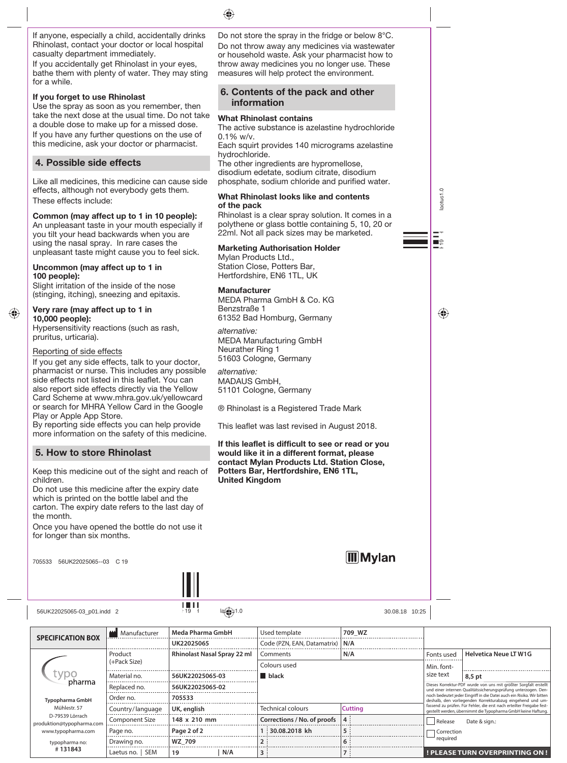If anyone, especially a child, accidentally drinks Rhinolast, contact your doctor or local hospital casualty department immediately.

If you accidentally get Rhinolast in your eyes, bathe them with plenty of water. They may sting for a while.

**If you forget to use Rhinolast**

Use the spray as soon as you remember, then take the next dose at the usual time. Do not take a double dose to make up for a missed dose.

If you have any further questions on the use of this medicine, ask your doctor or pharmacist.

## 4. Possible side effects

Like all medicines, this medicine can cause side effects, although not everybody gets them.

These effects include:

**Common (may affect up to 1 in 10 people):**

An unpleasant taste in your mouth especially if you tilt your head backwards when you are using the nasal spray. In rare cases the unpleasant taste might cause you to feel sick.

**Uncommon (may affect up to 1 in 100 people):**

Slight irritation of the inside of the nose (stinging, itching), sneezing and epitaxis.

**Very rare (may affect up to 1 in 10,000 people):**

Hypersensitivity reactions (such as rash, pruritus, urticaria).

Reporting of side effects

If you get any side effects, talk to your doctor, pharmacist or nurse. This includes any possible side effects not listed in this leaflet. You can also report side effects directly via the Yellow Card Scheme at www.mhra.gov.uk/yellowcard or search for MHRA Yellow Card in the Google Play or Apple App Store.

By reporting side effects you can help provide more information on the safety of this medicine.

## 5. How to store Rhinolast

Keep this medicine out of the sight and reach of children.

Do not use this medicine after the expiry date which is printed on the bottle label and the carton. The expiry date refers to the last day of the month.

Once you have opened the bottle do not use it for longer than six months.

Do not store the spray in the fridge or below 8°C.

Do not throw away any medicines via wastewater or household waste. Ask your pharmacist how to throw away medicines you no longer use. These measures will help protect the environment.

## 6. Contents of the pack and other information

**What Rhinolast contains**

The active substance is azelastine hydrochloride 0.1% w/v.

Each squirt provides 140 micrograms azelastine hydrochloride.

The other ingredients are hypromellose, disodium edetate, sodium citrate, disodium phosphate, sodium chloride and purified water.

**What Rhinolast looks like and contents of the pack**

Rhinolast is a clear spray solution. It comes in a polythene or glass bottle containing 5, 10, 20 or 22ml. Not all pack sizes may be marketed.

**Marketing Authorisation Holder**

Mylan Products Ltd.,
Station Close, Potters Bar,
Hertfordshire, EN6 1TL, UK

**Manufacturer**

MEDA Pharma GmbH & Co. KG
Benzstraße 1
61352 Bad Homburg, Germany

*alternative:*
MEDA Manufacturing GmbH
Neurather Ring 1
51603 Cologne, Germany

*alternative:*
MADAUS GmbH,
51101 Cologne, Germany

® Rhinolast is a Registered Trade Mark

This leaflet was last revised in August 2018.

**If this leaflet is difficult to see or read or you would like it in a different format, please contact Mylan Products Ltd. Station Close, Potters Bar, Hertfordshire, EN6 1TL, United Kingdom**

705533 56UK22025065--03 C 19

Mylan

56UK22025065-03_p01.indd 2 30.08.18 10:25

| SPECIFICATION BOX | | | | | | |
|---|---|---|---|---|---|---|
| | Manufacturer | Meda Pharma GmbH | Used template | 709_WZ | | |
| | | UK22025065 | Code (PZN, EAN, Datamatrix) | N/A | | |
| typo pharma | Product (+Pack Size) | Rhinolast Nasal Spray 22 ml | Comments | N/A | Fonts used | Helvetica Neue LT W1G |
| | | | Colours used | | Min. font-size text | 8,5 pt |
| | Material no. | 56UK22025065-03 | ■ black | | | |
| | Replaced no. | 56UK22025065-02 | | | Dieses Korrektur-PDF wurde von uns mit größter Sorgfalt erstellt und einer internen Qualitätssicherungsprüfung unterzogen. Dennoch bedeutet jeder Eingriff in die Datei auch ein Risiko. Wir bitten deshalb, den vorliegenden Korrekturabzug eingehend und umfassend zu prüfen. Für Fehler, die erst nach erteilter Freigabe festgestellt werden, übernimmt die Typopharma GmbH keine Haftung. | |
| Typopharma GmbH | Order no. | 705533 | | | | |
| Mühlestr. 57 | Country/language | UK, english | Technical colours | Cutting | | |
| D-79539 Lörrach produktion@typopharma.com | Component Size | 148 x 210 mm | Corrections / No. of proofs | 4 | Release | Date & sign.: |
| www.typopharma.com | Page no. | Page 2 of 2 | 1 30.08.2018 kh | 5 | Correction required | |
| typopharma no: | Drawing no. | WZ_709 | 2 | 6 | | |
| # 131843 | Laetus no. \| SEM | 19 \| N/A | 3 | 7 | ! PLEASE TURN OVERPRINTING ON ! | |